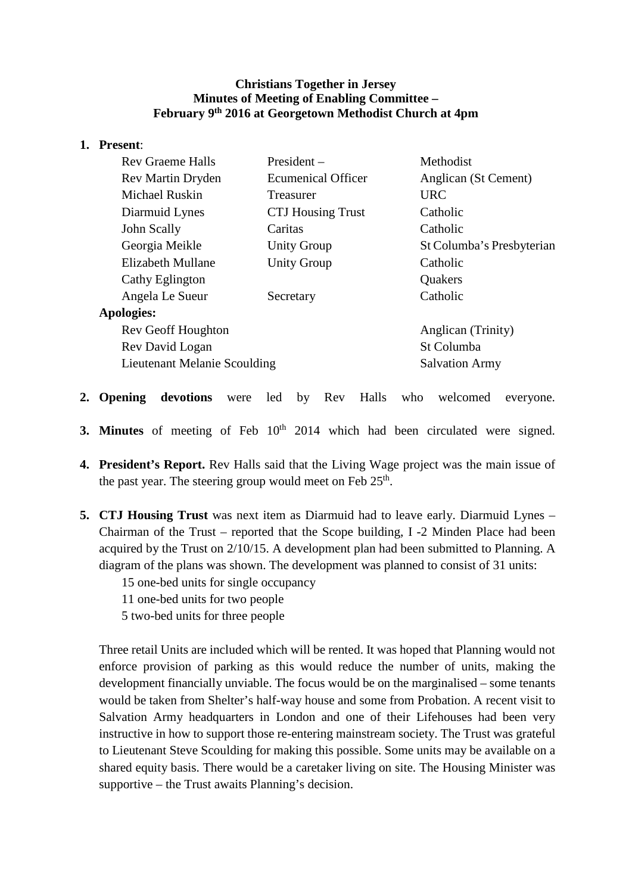**Christians Together in Jersey**
**Minutes of Meeting of Enabling Committee –**
**February 9th 2016 at Georgetown Methodist Church at 4pm**

1. **Present**:

| | | |
|---|---|---|
| Rev Graeme Halls | President – | Methodist |
| Rev Martin Dryden | Ecumenical Officer | Anglican (St Cement) |
| Michael Ruskin | Treasurer | URC |
| Diarmuid Lynes | CTJ Housing Trust | Catholic |
| John Scally | Caritas | Catholic |
| Georgia Meikle | Unity Group | St Columba's Presbyterian |
| Elizabeth Mullane | Unity Group | Catholic |
| Cathy Eglington | | Quakers |
| Angela Le Sueur | Secretary | Catholic |

   **Apologies:**

| | |
|---|---|
| Rev Geoff Houghton | Anglican (Trinity) |
| Rev David Logan | St Columba |
| Lieutenant Melanie Scoulding | Salvation Army |

2. **Opening devotions** were led by Rev Halls who welcomed everyone.

3. **Minutes** of meeting of Feb 10th 2014 which had been circulated were signed.

4. **President's Report.** Rev Halls said that the Living Wage project was the main issue of the past year. The steering group would meet on Feb 25th.

5. **CTJ Housing Trust** was next item as Diarmuid had to leave early. Diarmuid Lynes – Chairman of the Trust – reported that the Scope building, I -2 Minden Place had been acquired by the Trust on 2/10/15. A development plan had been submitted to Planning. A diagram of the plans was shown. The development was planned to consist of 31 units:

   15 one-bed units for single occupancy
   11 one-bed units for two people
   5 two-bed units for three people

   Three retail Units are included which will be rented. It was hoped that Planning would not enforce provision of parking as this would reduce the number of units, making the development financially unviable. The focus would be on the marginalised – some tenants would be taken from Shelter's half-way house and some from Probation. A recent visit to Salvation Army headquarters in London and one of their Lifehouses had been very instructive in how to support those re-entering mainstream society. The Trust was grateful to Lieutenant Steve Scoulding for making this possible. Some units may be available on a shared equity basis. There would be a caretaker living on site. The Housing Minister was supportive – the Trust awaits Planning's decision.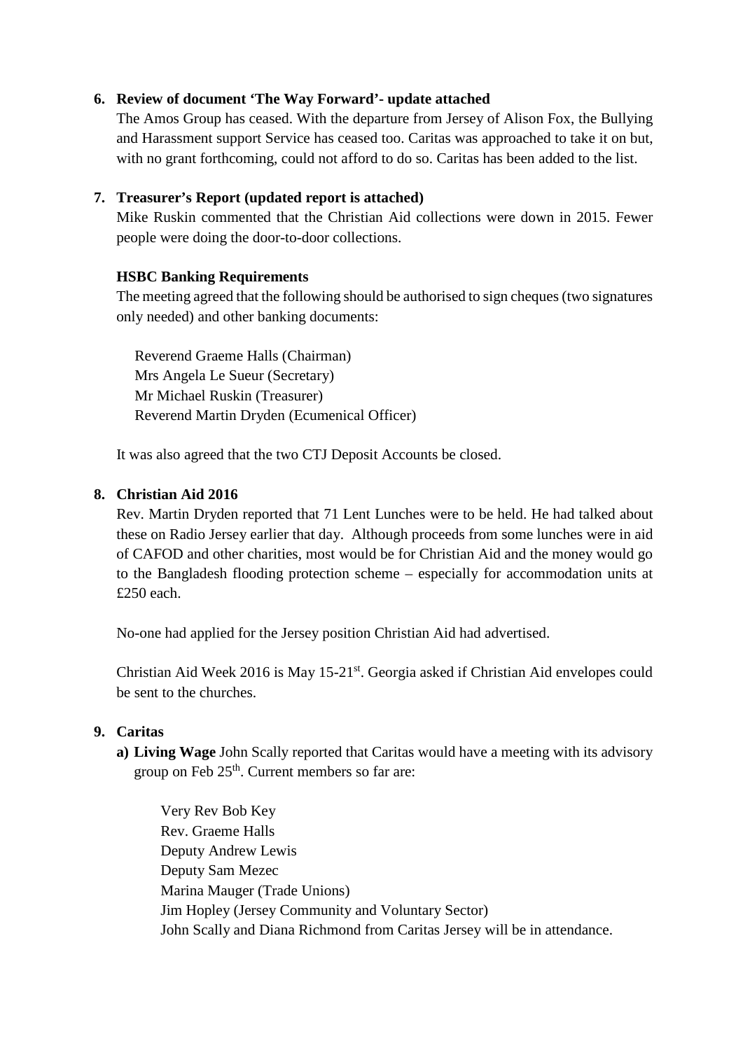6. **Review of document 'The Way Forward'- update attached**

   The Amos Group has ceased. With the departure from Jersey of Alison Fox, the Bullying and Harassment support Service has ceased too. Caritas was approached to take it on but, with no grant forthcoming, could not afford to do so. Caritas has been added to the list.

7. **Treasurer's Report (updated report is attached)**

   Mike Ruskin commented that the Christian Aid collections were down in 2015. Fewer people were doing the door-to-door collections.

   **HSBC Banking Requirements**

   The meeting agreed that the following should be authorised to sign cheques (two signatures only needed) and other banking documents:

   Reverend Graeme Halls (Chairman)
   Mrs Angela Le Sueur (Secretary)
   Mr Michael Ruskin (Treasurer)
   Reverend Martin Dryden (Ecumenical Officer)

   It was also agreed that the two CTJ Deposit Accounts be closed.

8. **Christian Aid 2016**

   Rev. Martin Dryden reported that 71 Lent Lunches were to be held. He had talked about these on Radio Jersey earlier that day. Although proceeds from some lunches were in aid of CAFOD and other charities, most would be for Christian Aid and the money would go to the Bangladesh flooding protection scheme – especially for accommodation units at £250 each.

   No-one had applied for the Jersey position Christian Aid had advertised.

   Christian Aid Week 2016 is May 15-21st. Georgia asked if Christian Aid envelopes could be sent to the churches.

9. **Caritas**

   a) **Living Wage** John Scally reported that Caritas would have a meeting with its advisory group on Feb 25th. Current members so far are:

      Very Rev Bob Key
      Rev. Graeme Halls
      Deputy Andrew Lewis
      Deputy Sam Mezec
      Marina Mauger (Trade Unions)
      Jim Hopley (Jersey Community and Voluntary Sector)
      John Scally and Diana Richmond from Caritas Jersey will be in attendance.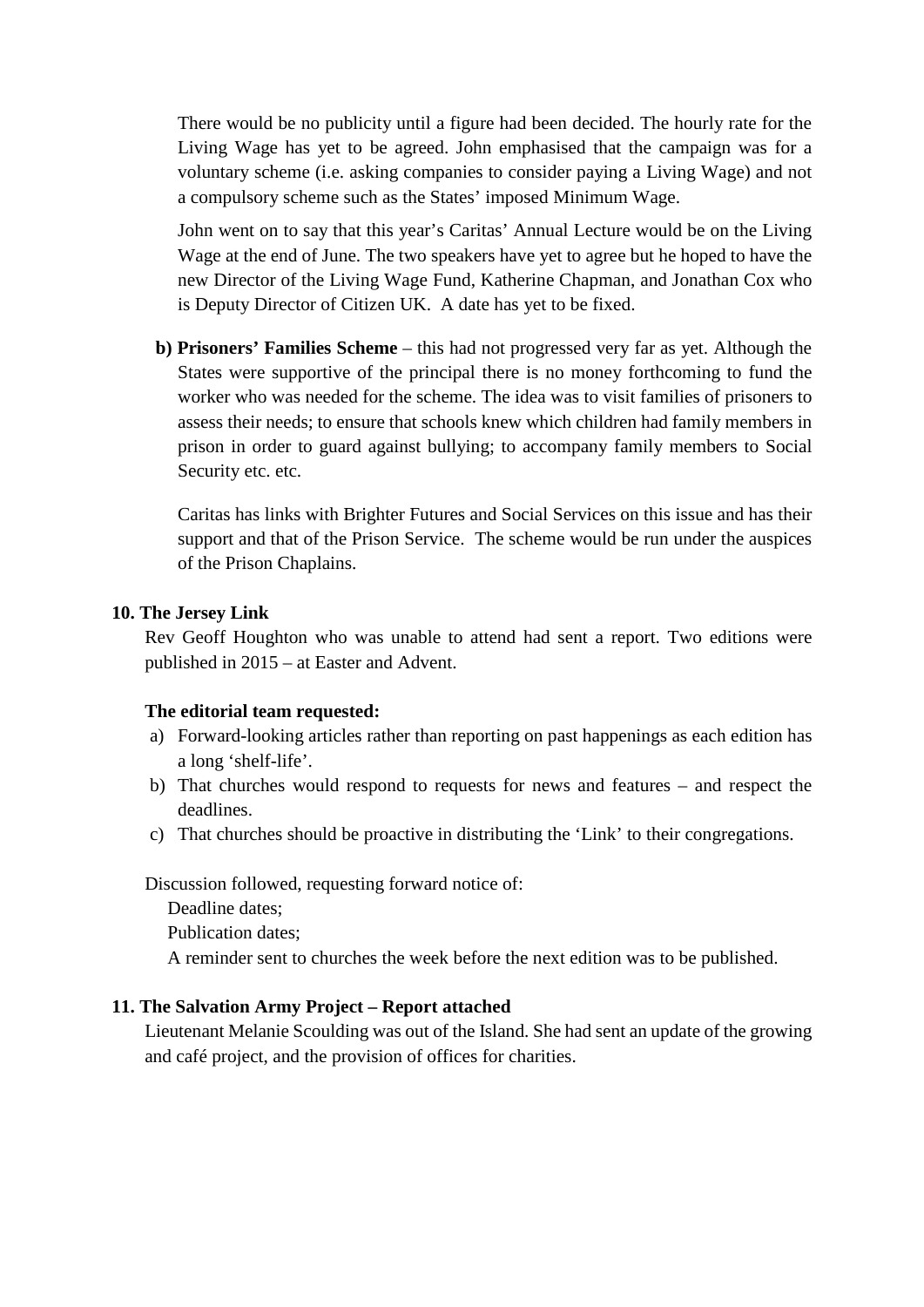There would be no publicity until a figure had been decided. The hourly rate for the Living Wage has yet to be agreed. John emphasised that the campaign was for a voluntary scheme (i.e. asking companies to consider paying a Living Wage) and not a compulsory scheme such as the States' imposed Minimum Wage.

John went on to say that this year's Caritas' Annual Lecture would be on the Living Wage at the end of June. The two speakers have yet to agree but he hoped to have the new Director of the Living Wage Fund, Katherine Chapman, and Jonathan Cox who is Deputy Director of Citizen UK. A date has yet to be fixed.

b) **Prisoners' Families Scheme** – this had not progressed very far as yet. Although the States were supportive of the principal there is no money forthcoming to fund the worker who was needed for the scheme. The idea was to visit families of prisoners to assess their needs; to ensure that schools knew which children had family members in prison in order to guard against bullying; to accompany family members to Social Security etc. etc.

Caritas has links with Brighter Futures and Social Services on this issue and has their support and that of the Prison Service. The scheme would be run under the auspices of the Prison Chaplains.

**10. The Jersey Link**

Rev Geoff Houghton who was unable to attend had sent a report. Two editions were published in 2015 – at Easter and Advent.

**The editorial team requested:**

a) Forward-looking articles rather than reporting on past happenings as each edition has a long 'shelf-life'.
b) That churches would respond to requests for news and features – and respect the deadlines.
c) That churches should be proactive in distributing the 'Link' to their congregations.

Discussion followed, requesting forward notice of:

Deadline dates;
Publication dates;
A reminder sent to churches the week before the next edition was to be published.

**11. The Salvation Army Project – Report attached**

Lieutenant Melanie Scoulding was out of the Island. She had sent an update of the growing and café project, and the provision of offices for charities.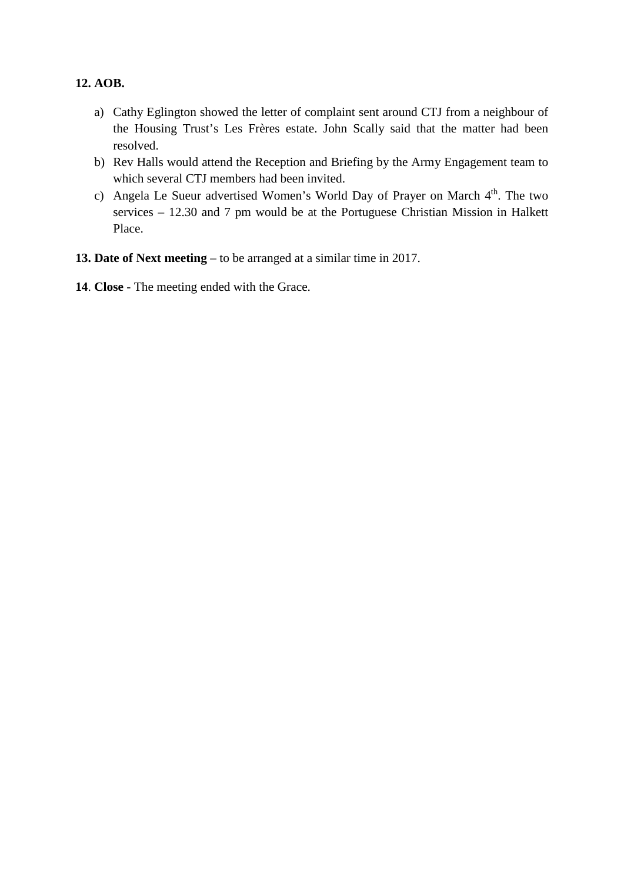**12. AOB.**

a) Cathy Eglington showed the letter of complaint sent around CTJ from a neighbour of the Housing Trust's Les Frères estate. John Scally said that the matter had been resolved.
b) Rev Halls would attend the Reception and Briefing by the Army Engagement team to which several CTJ members had been invited.
c) Angela Le Sueur advertised Women's World Day of Prayer on March 4th. The two services – 12.30 and 7 pm would be at the Portuguese Christian Mission in Halkett Place.

**13. Date of Next meeting** – to be arranged at a similar time in 2017.

**14**. **Close** - The meeting ended with the Grace.